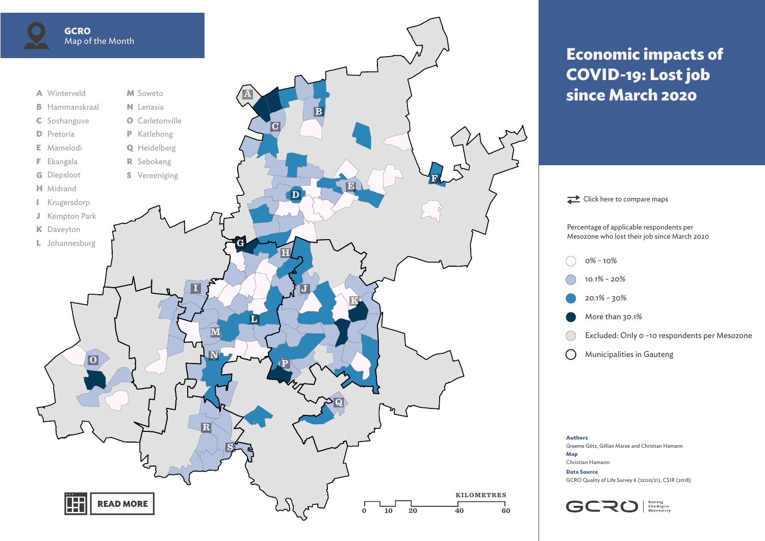GCRO
Map of the Month

# Economic impacts of COVID-19: Lost job since March 2020

- **A** Winterveld
- **B** Hammanskraal
- **C** Soshanguve
- **D** Pretoria
- **E** Mamelodi
- **F** Ekangala
- **G** Diepsloot
- **H** Midrand
- **I** Krugersdorp
- **J** Kempton Park
- **K** Daveyton
- **L** Johannesburg
- **M** Soweto
- **N** Lenasia
- **O** Carletonville
- **P** Katlehong
- **Q** Heidelberg
- **R** Sebokeng
- **S** Vereeniging

KILOMETRES
0 10 20 40 60

Click here to compare maps

Percentage of applicable respondents per Mesozone who lost their job since March 2020

- 0% - 10%
- 10.1% - 20%
- 20.1% - 30%
- More than 30.1%
- Excluded: Only 0 -10 respondents per Mesozone
- Municipalities in Gauteng

READ MORE

**Authors**
Graeme Götz, Gillian Maree and Christian Hamann

**Map**
Christian Hamann

**Data Source**
GCRO Quality of Life Survey 6 (2020/21), CSIR (2018)

GCRO Gauteng City-Region Observatory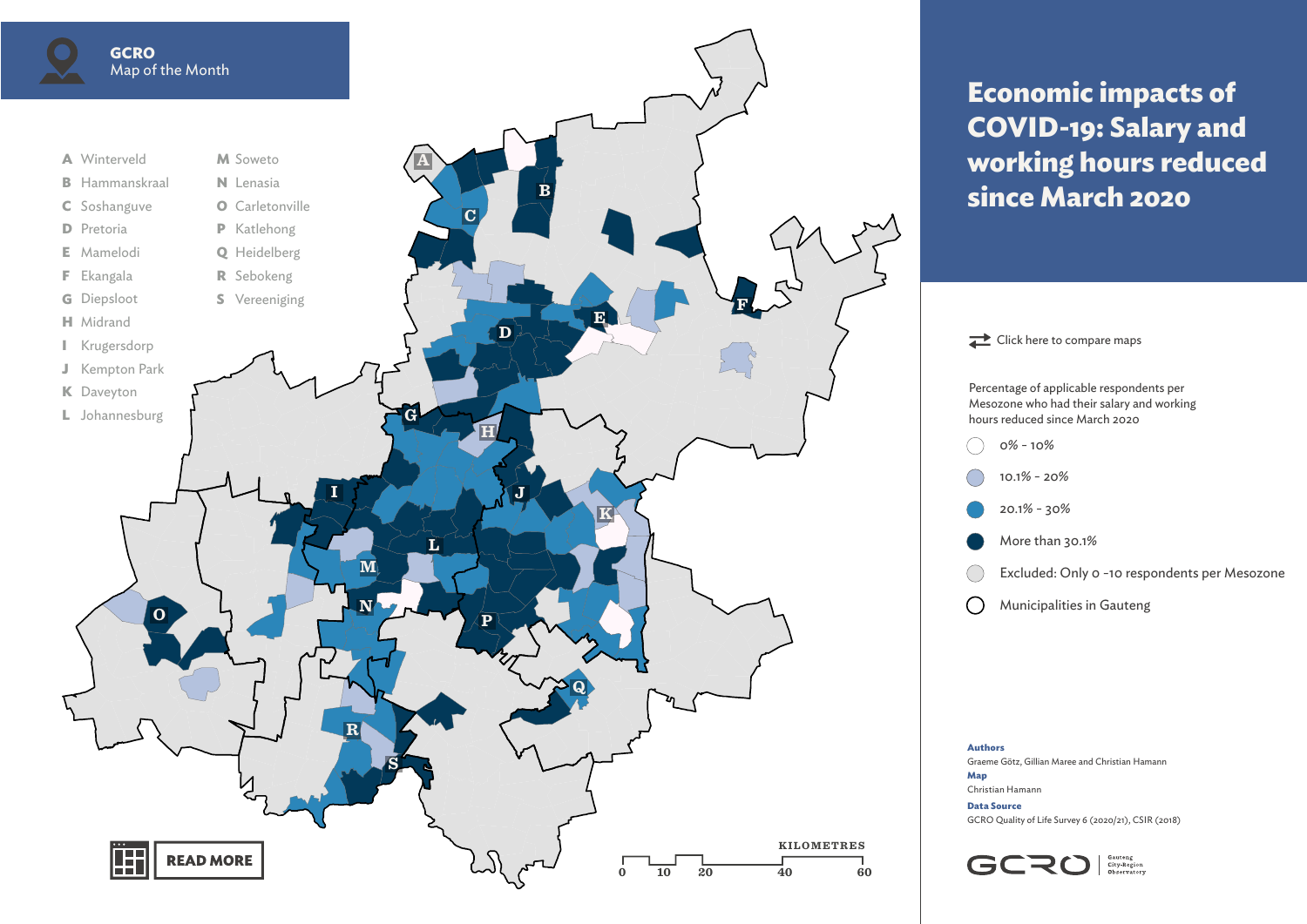GCRO
Map of the Month

# Economic impacts of COVID-19: Salary and working hours reduced since March 2020

A Winterveld
B Hammanskraal
C Soshanguve
D Pretoria
E Mamelodi
F Ekangala
G Diepsloot
H Midrand
I Krugersdorp
J Kempton Park
K Daveyton
L Johannesburg
M Soweto
N Lenasia
O Carletonville
P Katlehong
Q Heidelberg
R Sebokeng
S Vereeniging

KILOMETRES
0 10 20 40 60

Click here to compare maps

Percentage of applicable respondents per Mesozone who had their salary and working hours reduced since March 2020

- 0% - 10%
- 10.1% - 20%
- 20.1% - 30%
- More than 30.1%
- Excluded: Only 0 -10 respondents per Mesozone
- Municipalities in Gauteng

READ MORE

**Authors**
Graeme Götz, Gillian Maree and Christian Hamann

**Map**
Christian Hamann

**Data Source**
GCRO Quality of Life Survey 6 (2020/21), CSIR (2018)

GCRO Gauteng City-Region Observatory